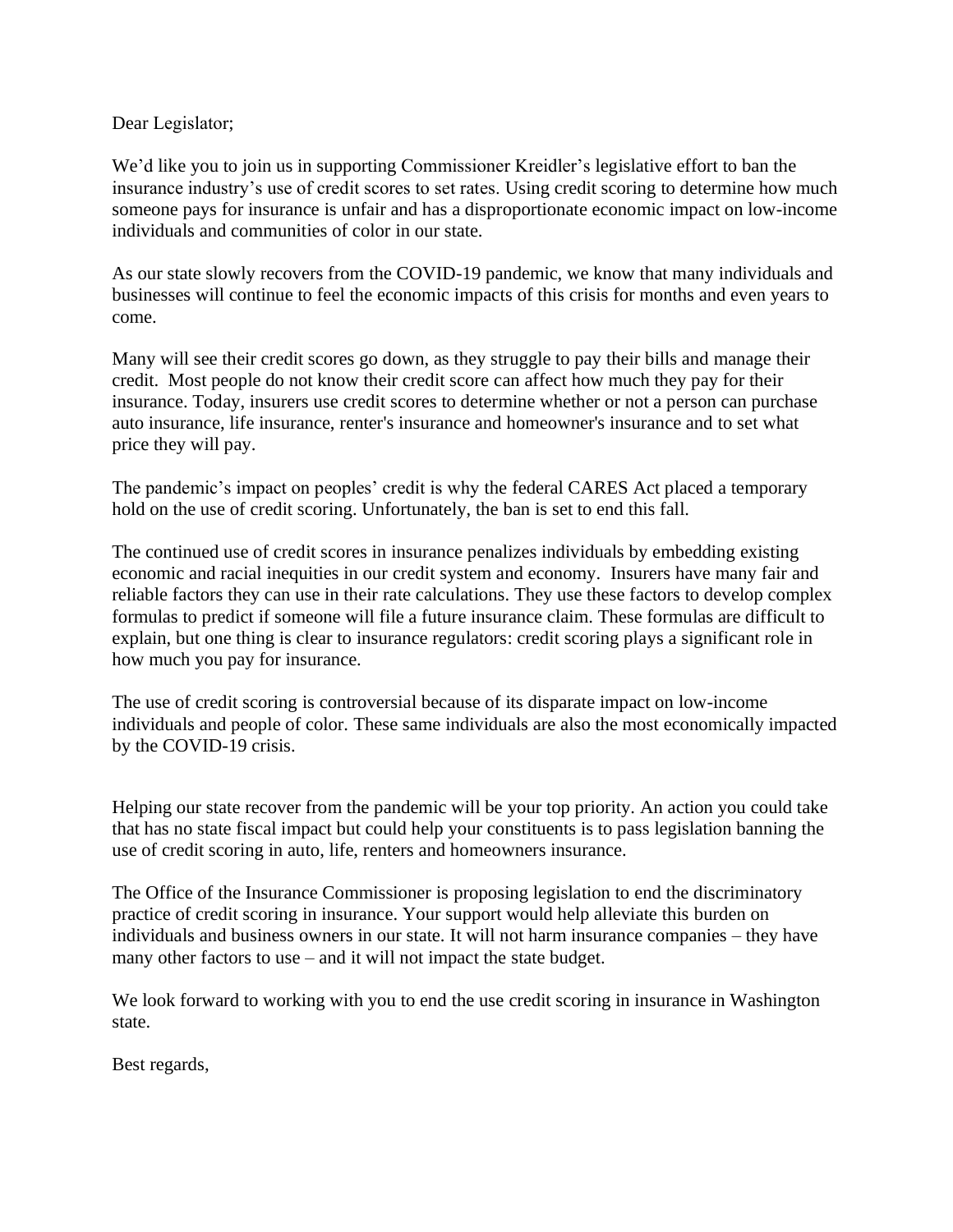Dear Legislator;

We'd like you to join us in supporting Commissioner Kreidler's legislative effort to ban the insurance industry's use of credit scores to set rates. Using credit scoring to determine how much someone pays for insurance is unfair and has a disproportionate economic impact on low-income individuals and communities of color in our state.

As our state slowly recovers from the COVID-19 pandemic, we know that many individuals and businesses will continue to feel the economic impacts of this crisis for months and even years to come.

Many will see their credit scores go down, as they struggle to pay their bills and manage their credit. Most people do not know their credit score can affect how much they pay for their insurance. Today, insurers use credit scores to determine whether or not a person can purchase auto insurance, life insurance, renter's insurance and homeowner's insurance and to set what price they will pay.

The pandemic's impact on peoples' credit is why the federal CARES Act placed a temporary hold on the use of credit scoring. Unfortunately, the ban is set to end this fall.

The continued use of credit scores in insurance penalizes individuals by embedding existing economic and racial inequities in our credit system and economy. Insurers have many fair and reliable factors they can use in their rate calculations. They use these factors to develop complex formulas to predict if someone will file a future insurance claim. These formulas are difficult to explain, but one thing is clear to insurance regulators: credit scoring plays a significant role in how much you pay for insurance.

The use of credit scoring is controversial because of its disparate impact on low-income individuals and people of color. These same individuals are also the most economically impacted by the COVID-19 crisis.

Helping our state recover from the pandemic will be your top priority. An action you could take that has no state fiscal impact but could help your constituents is to pass legislation banning the use of credit scoring in auto, life, renters and homeowners insurance.

The Office of the Insurance Commissioner is proposing legislation to end the discriminatory practice of credit scoring in insurance. Your support would help alleviate this burden on individuals and business owners in our state. It will not harm insurance companies – they have many other factors to use – and it will not impact the state budget.

We look forward to working with you to end the use credit scoring in insurance in Washington state.

Best regards,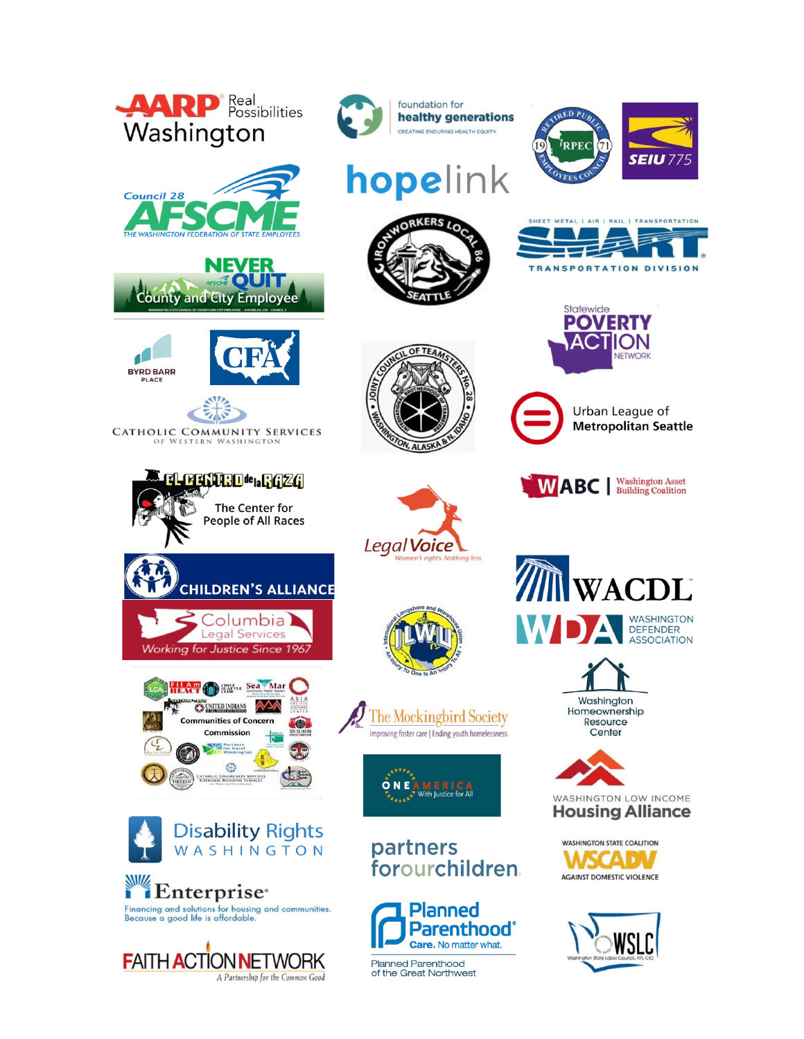AARP Real Possibilities Washington

foundation for healthy generations
CREATING ENDURING HEALTH EQUITY

RPEC Retired Public Employees Council 19 71

SEIU 775

hopelink

Council 28 AFSCME
THE WASHINGTON FEDERATION OF STATE EMPLOYEES

Iron Workers Local 86 Seattle

SHEET METAL | AIR | RAIL | TRANSPORTATION
SMART
TRANSPORTATION DIVISION

NEVER QUIT
AFSCME
County and City Employee

Statewide POVERTY ACTION NETWORK

BYRD BARR PLACE

CFA

Joint Council of Teamsters No. 28
Washington, Alaska & N. Idaho

Urban League of Metropolitan Seattle

CATHOLIC COMMUNITY SERVICES
OF WESTERN WASHINGTON

EL CENTRO de la RAZA
The Center for People of All Races

Legal Voice
Women's rights. Nothing less

WABC | Washington Asset Building Coalition

CHILDREN'S ALLIANCE

Columbia Legal Services
Working for Justice Since 1967

WACDL

WDA WASHINGTON DEFENDER ASSOCIATION

ILWU
International Longshore and Warehouse Union
An Injury To One Is An Injury To All

Washington Homeownership Resource Center

Communities of Concern Commission

The Mockingbird Society
Improving foster care | Ending youth homelessness

ONE AMERICA
With Justice for All

WASHINGTON LOW INCOME Housing Alliance

Disability Rights WASHINGTON

partners forourchildren

WASHINGTON STATE COALITION
WSCADV
AGAINST DOMESTIC VIOLENCE

Enterprise
Financing and solutions for housing and communities.
Because a good life is affordable.

Planned Parenthood
Care. No matter what.
Planned Parenthood of the Great Northwest

WSLC
Washington State Labor Council, AFL-CIO

FAITH ACTION NETWORK
A Partnership for the Common Good